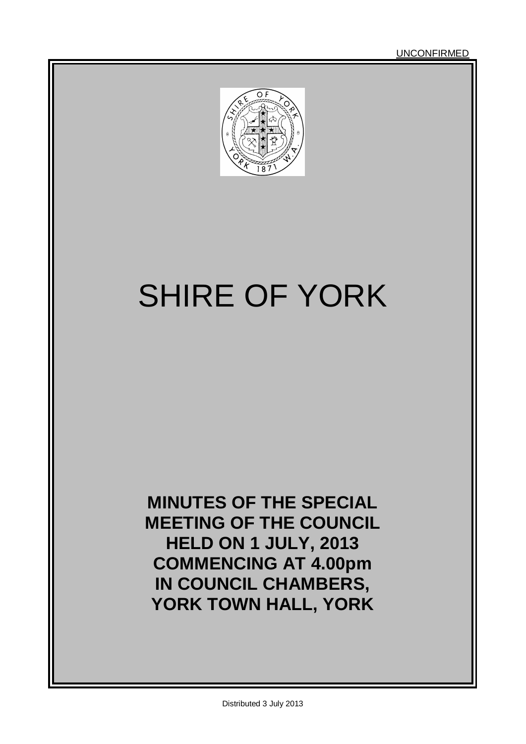UNCONFIRMED

# SHIRE OF YORK

**MINUTES OF THE SPECIAL MEETING OF THE COUNCIL HELD ON 1 JULY, 2013 COMMENCING AT 4.00pm IN COUNCIL CHAMBERS, YORK TOWN HALL, YORK**

Distributed 3 July 2013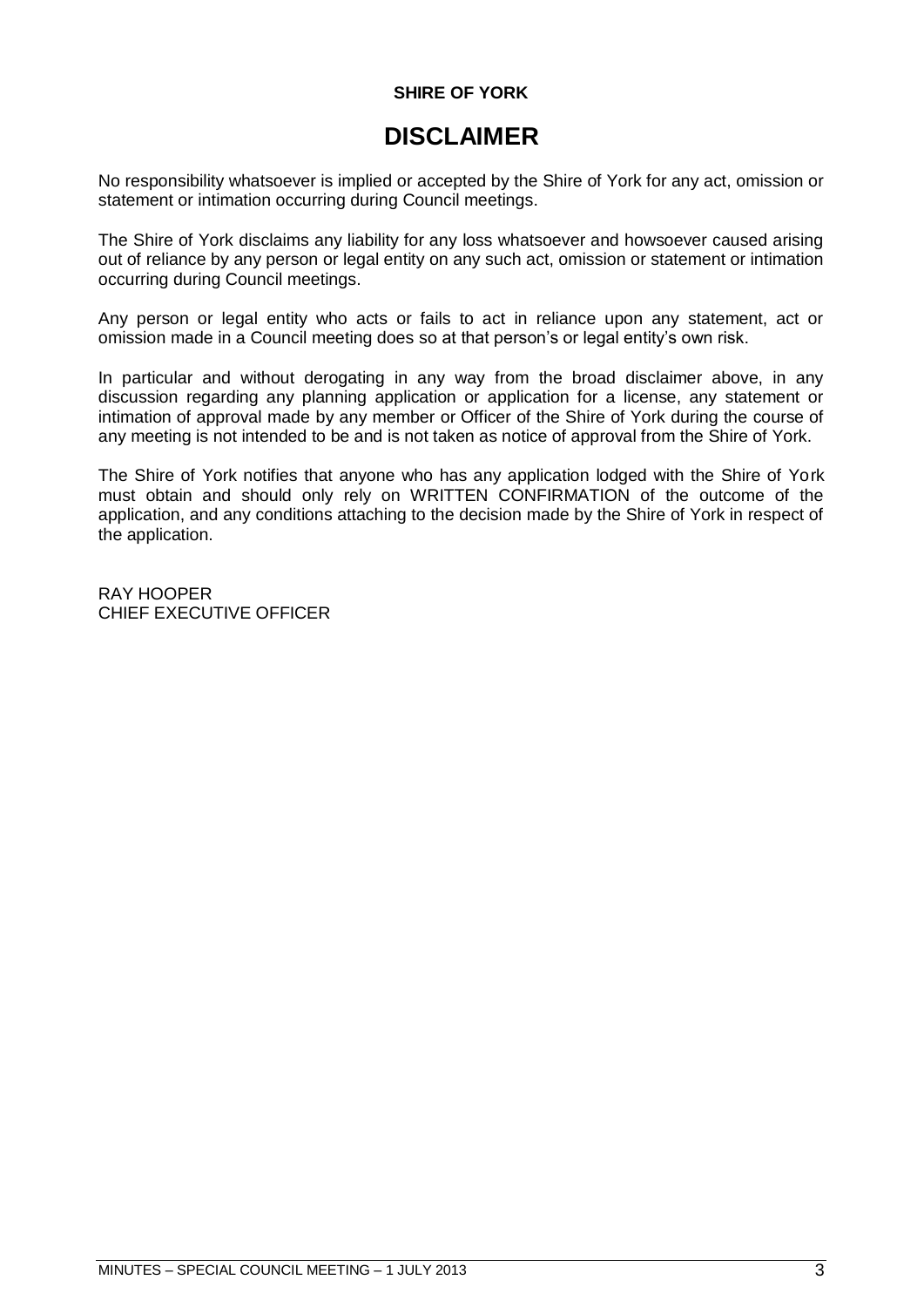**SHIRE OF YORK**

# DISCLAIMER

No responsibility whatsoever is implied or accepted by the Shire of York for any act, omission or statement or intimation occurring during Council meetings.

The Shire of York disclaims any liability for any loss whatsoever and howsoever caused arising out of reliance by any person or legal entity on any such act, omission or statement or intimation occurring during Council meetings.

Any person or legal entity who acts or fails to act in reliance upon any statement, act or omission made in a Council meeting does so at that person's or legal entity's own risk.

In particular and without derogating in any way from the broad disclaimer above, in any discussion regarding any planning application or application for a license, any statement or intimation of approval made by any member or Officer of the Shire of York during the course of any meeting is not intended to be and is not taken as notice of approval from the Shire of York.

The Shire of York notifies that anyone who has any application lodged with the Shire of York must obtain and should only rely on WRITTEN CONFIRMATION of the outcome of the application, and any conditions attaching to the decision made by the Shire of York in respect of the application.

RAY HOOPER
CHIEF EXECUTIVE OFFICER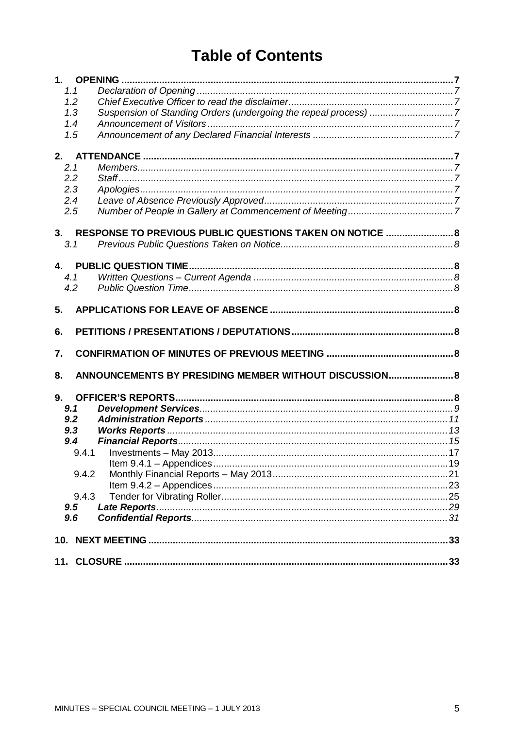# Table of Contents

**1. OPENING** ........ 7
- 1.1 *Declaration of Opening* ........ 7
- 1.2 *Chief Executive Officer to read the disclaimer* ........ 7
- 1.3 *Suspension of Standing Orders (undergoing the repeal process)* ........ 7
- 1.4 *Announcement of Visitors* ........ 7
- 1.5 *Announcement of any Declared Financial Interests* ........ 7

**2. ATTENDANCE** ........ 7
- 2.1 *Members* ........ 7
- 2.2 *Staff* ........ 7
- 2.3 *Apologies* ........ 7
- 2.4 *Leave of Absence Previously Approved* ........ 7
- 2.5 *Number of People in Gallery at Commencement of Meeting* ........ 7

**3. RESPONSE TO PREVIOUS PUBLIC QUESTIONS TAKEN ON NOTICE** ........ 8
- 3.1 *Previous Public Questions Taken on Notice* ........ 8

**4. PUBLIC QUESTION TIME** ........ 8
- 4.1 *Written Questions – Current Agenda* ........ 8
- 4.2 *Public Question Time* ........ 8

**5. APPLICATIONS FOR LEAVE OF ABSENCE** ........ 8

**6. PETITIONS / PRESENTATIONS / DEPUTATIONS** ........ 8

**7. CONFIRMATION OF MINUTES OF PREVIOUS MEETING** ........ 8

**8. ANNOUNCEMENTS BY PRESIDING MEMBER WITHOUT DISCUSSION** ........ 8

**9. OFFICER'S REPORTS** ........ 8
- ***9.1 Development Services*** ........ *9*
- ***9.2 Administration Reports*** ........ *11*
- ***9.3 Works Reports*** ........ *13*
- ***9.4 Financial Reports*** ........ *15*
  - 9.4.1 Investments – May 2013 ........ 17
    - Item 9.4.1 – Appendices ........ 19
  - 9.4.2 Monthly Financial Reports – May 2013 ........ 21
    - Item 9.4.2 – Appendices ........ 23
  - 9.4.3 Tender for Vibrating Roller ........ 25
- ***9.5 Late Reports*** ........ *29*
- ***9.6 Confidential Reports*** ........ *31*

**10. NEXT MEETING** ........ 33

**11. CLOSURE** ........ 33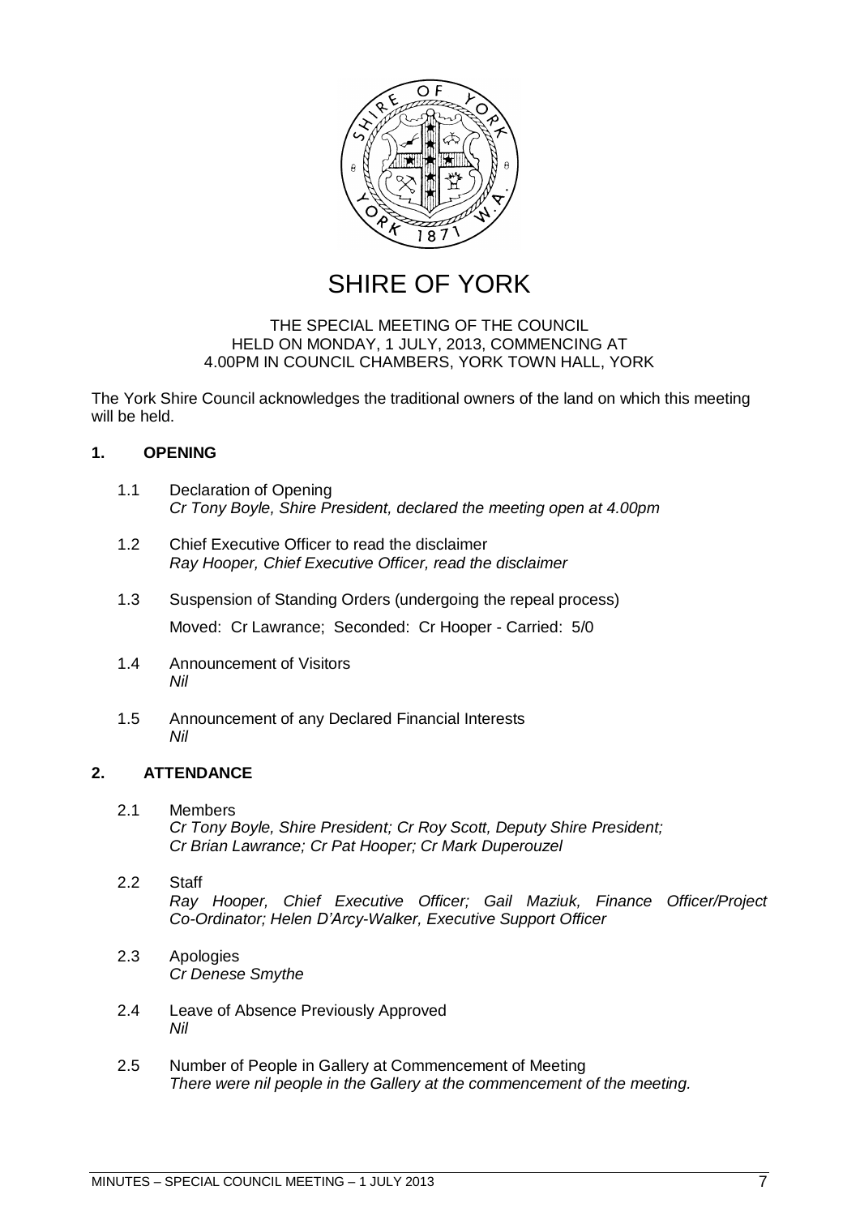# SHIRE OF YORK

THE SPECIAL MEETING OF THE COUNCIL
HELD ON MONDAY, 1 JULY, 2013, COMMENCING AT
4.00PM IN COUNCIL CHAMBERS, YORK TOWN HALL, YORK

The York Shire Council acknowledges the traditional owners of the land on which this meeting will be held.

## 1. OPENING

1.1 Declaration of Opening
*Cr Tony Boyle, Shire President, declared the meeting open at 4.00pm*

1.2 Chief Executive Officer to read the disclaimer
*Ray Hooper, Chief Executive Officer, read the disclaimer*

1.3 Suspension of Standing Orders (undergoing the repeal process)

Moved: Cr Lawrance; Seconded: Cr Hooper - Carried: 5/0

1.4 Announcement of Visitors
*Nil*

1.5 Announcement of any Declared Financial Interests
*Nil*

## 2. ATTENDANCE

2.1 Members
*Cr Tony Boyle, Shire President; Cr Roy Scott, Deputy Shire President; Cr Brian Lawrance; Cr Pat Hooper; Cr Mark Duperouzel*

2.2 Staff
*Ray Hooper, Chief Executive Officer; Gail Maziuk, Finance Officer/Project Co-Ordinator; Helen D'Arcy-Walker, Executive Support Officer*

2.3 Apologies
*Cr Denese Smythe*

2.4 Leave of Absence Previously Approved
*Nil*

2.5 Number of People in Gallery at Commencement of Meeting
*There were nil people in the Gallery at the commencement of the meeting.*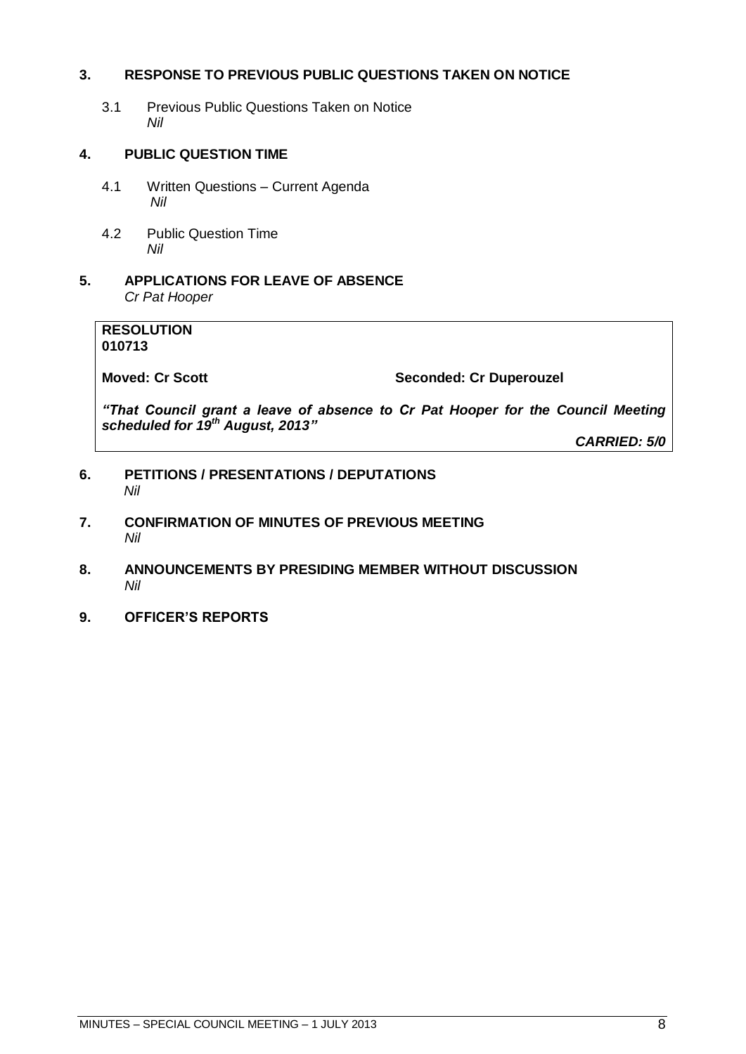## 3. RESPONSE TO PREVIOUS PUBLIC QUESTIONS TAKEN ON NOTICE

3.1 Previous Public Questions Taken on Notice
*Nil*

## 4. PUBLIC QUESTION TIME

4.1 Written Questions – Current Agenda
*Nil*

4.2 Public Question Time
*Nil*

## 5. APPLICATIONS FOR LEAVE OF ABSENCE

*Cr Pat Hooper*

**RESOLUTION**
**010713**

**Moved: Cr Scott** **Seconded: Cr Duperouzel**

***"That Council grant a leave of absence to Cr Pat Hooper for the Council Meeting scheduled for 19th August, 2013"***

***CARRIED: 5/0***

## 6. PETITIONS / PRESENTATIONS / DEPUTATIONS

*Nil*

## 7. CONFIRMATION OF MINUTES OF PREVIOUS MEETING

*Nil*

## 8. ANNOUNCEMENTS BY PRESIDING MEMBER WITHOUT DISCUSSION

*Nil*

## 9. OFFICER'S REPORTS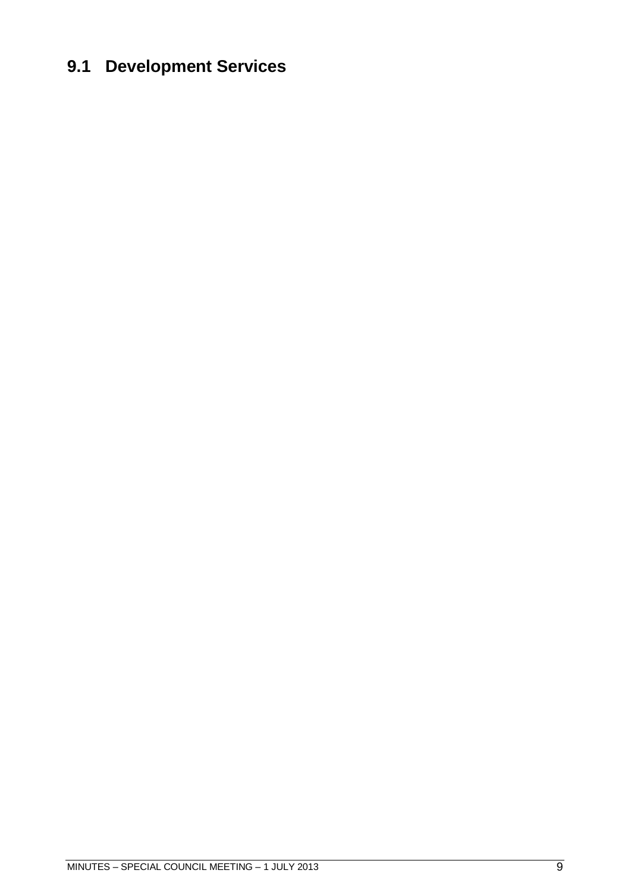# 9.1 Development Services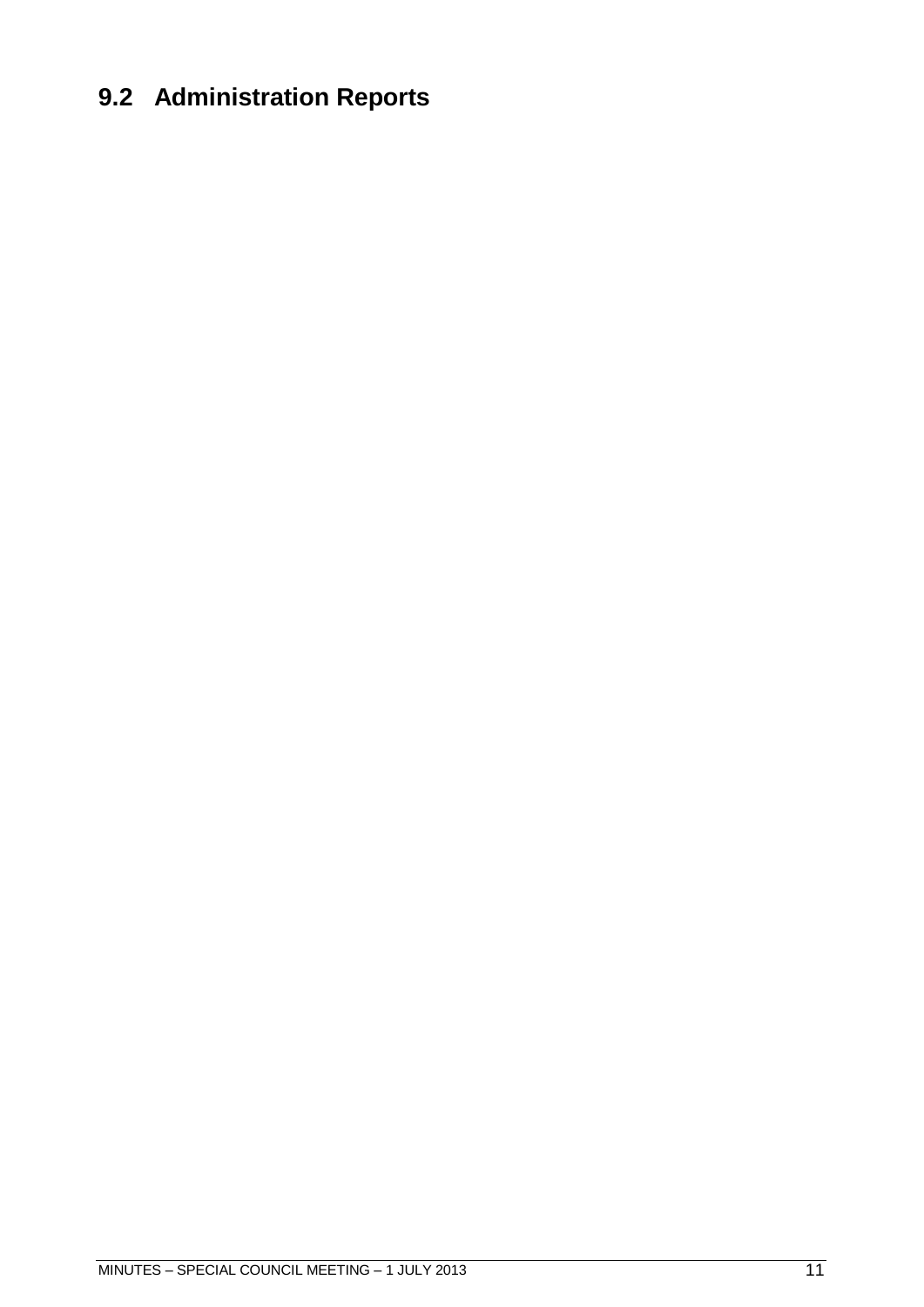## 9.2 Administration Reports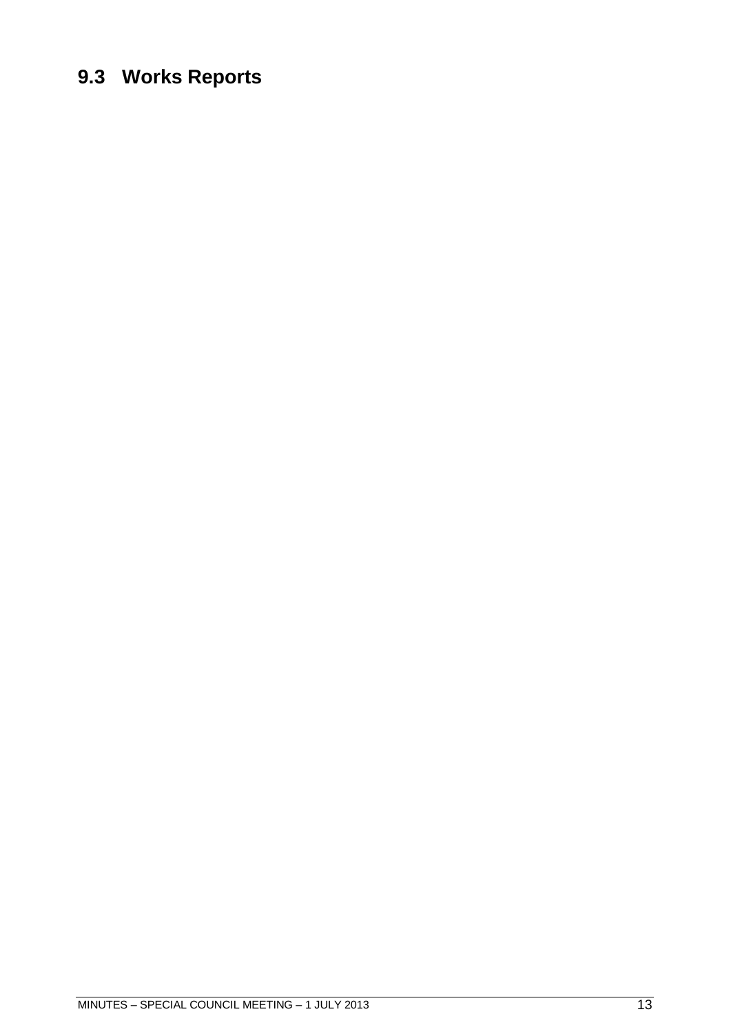## 9.3 Works Reports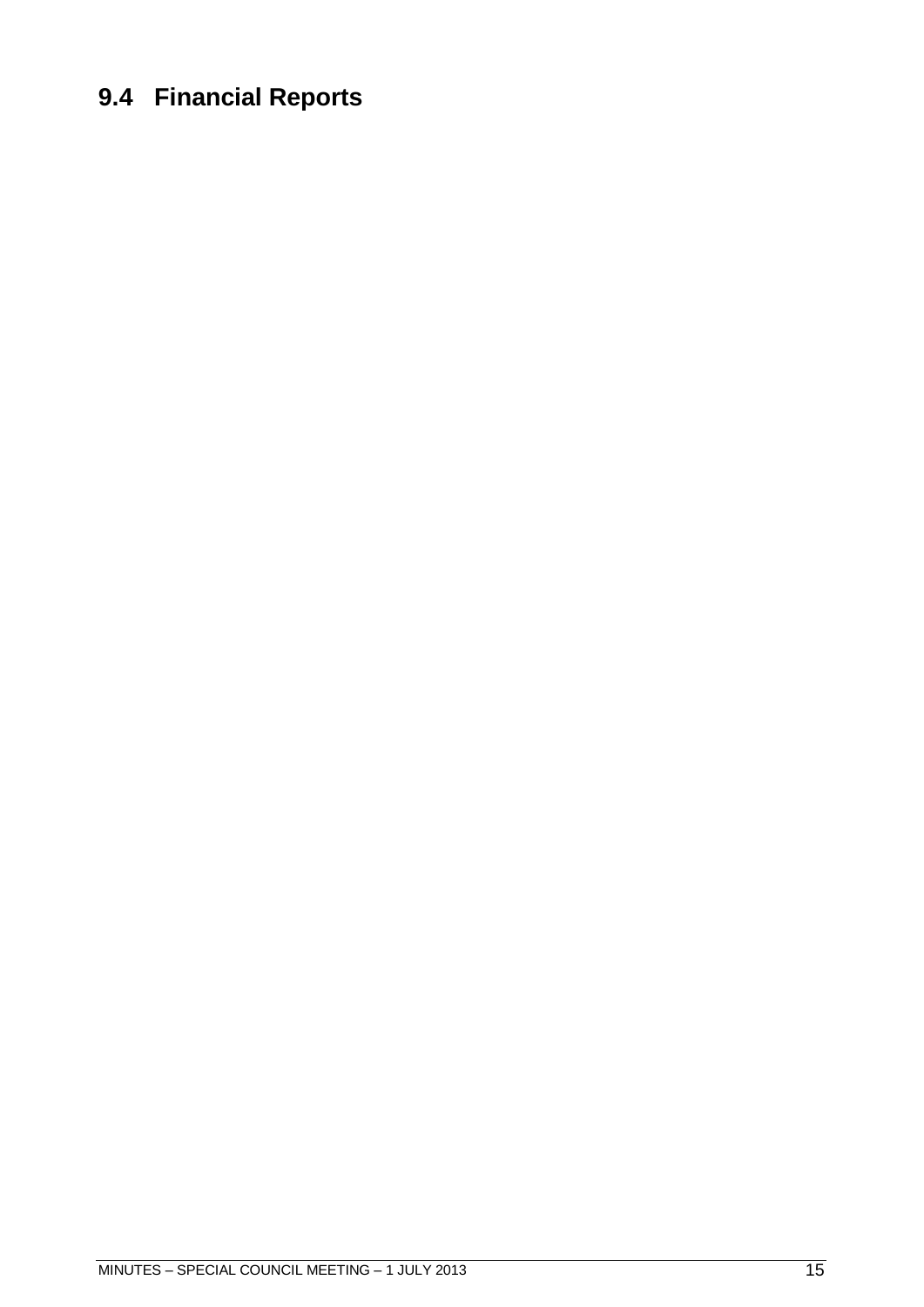## 9.4 Financial Reports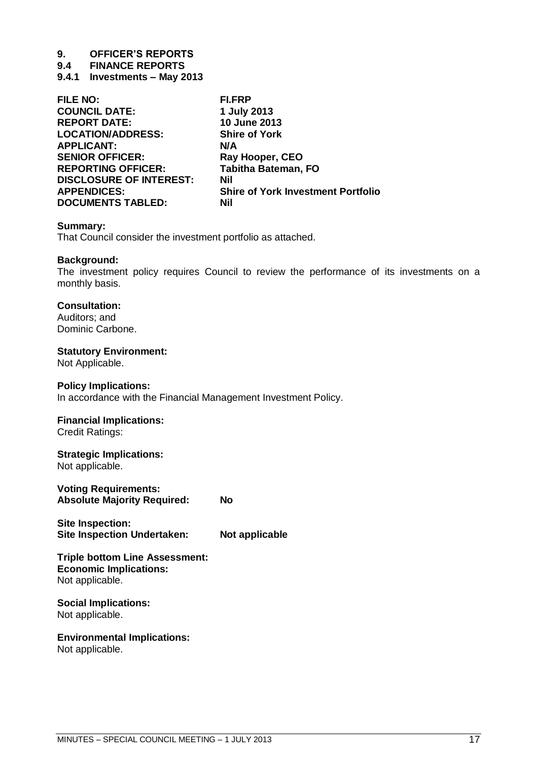# 9. OFFICER'S REPORTS

## 9.4 FINANCE REPORTS

### 9.4.1 Investments – May 2013

| | |
|---|---|
| **FILE NO:** | **FI.FRP** |
| **COUNCIL DATE:** | **1 July 2013** |
| **REPORT DATE:** | **10 June 2013** |
| **LOCATION/ADDRESS:** | **Shire of York** |
| **APPLICANT:** | **N/A** |
| **SENIOR OFFICER:** | **Ray Hooper, CEO** |
| **REPORTING OFFICER:** | **Tabitha Bateman, FO** |
| **DISCLOSURE OF INTEREST:** | **Nil** |
| **APPENDICES:** | **Shire of York Investment Portfolio** |
| **DOCUMENTS TABLED:** | **Nil** |

**Summary:**
That Council consider the investment portfolio as attached.

**Background:**
The investment policy requires Council to review the performance of its investments on a monthly basis.

**Consultation:**
Auditors; and
Dominic Carbone.

**Statutory Environment:**
Not Applicable.

**Policy Implications:**
In accordance with the Financial Management Investment Policy.

**Financial Implications:**
Credit Ratings:

**Strategic Implications:**
Not applicable.

**Voting Requirements:**
**Absolute Majority Required:** **No**

**Site Inspection:**
**Site Inspection Undertaken:** **Not applicable**

**Triple bottom Line Assessment:**
**Economic Implications:**
Not applicable.

**Social Implications:**
Not applicable.

**Environmental Implications:**
Not applicable.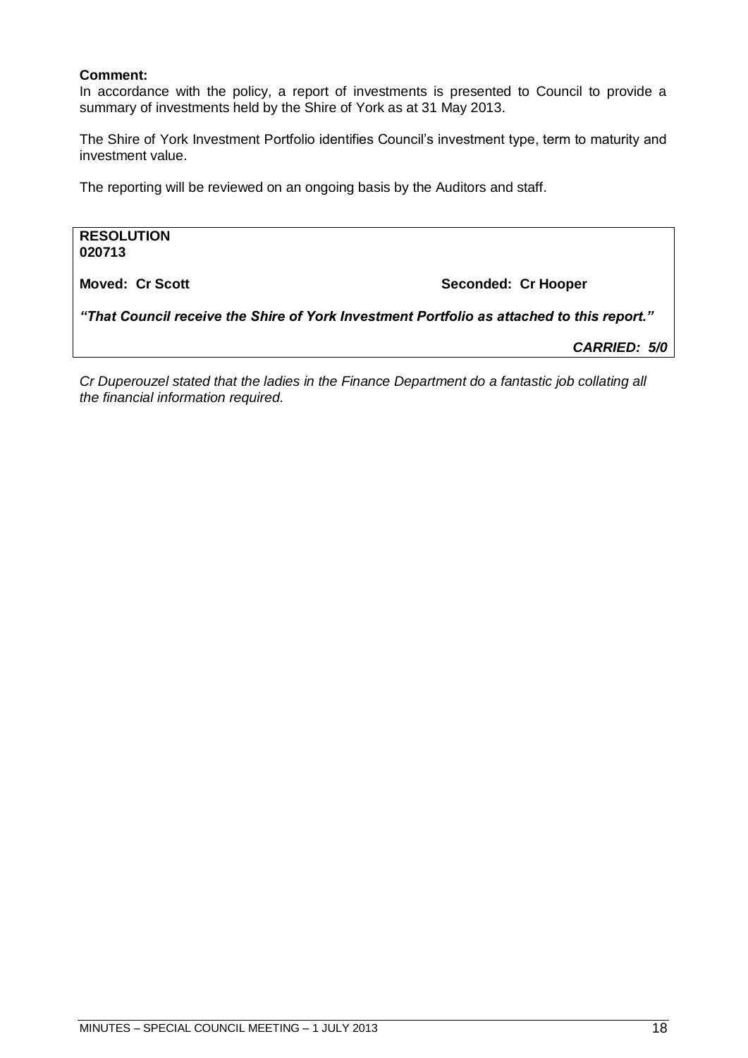**Comment:**

In accordance with the policy, a report of investments is presented to Council to provide a summary of investments held by the Shire of York as at 31 May 2013.

The Shire of York Investment Portfolio identifies Council's investment type, term to maturity and investment value.

The reporting will be reviewed on an ongoing basis by the Auditors and staff.

**RESOLUTION**
**020713**

**Moved: Cr Scott** **Seconded: Cr Hooper**

***"That Council receive the Shire of York Investment Portfolio as attached to this report."***

***CARRIED: 5/0***

*Cr Duperouzel stated that the ladies in the Finance Department do a fantastic job collating all the financial information required.*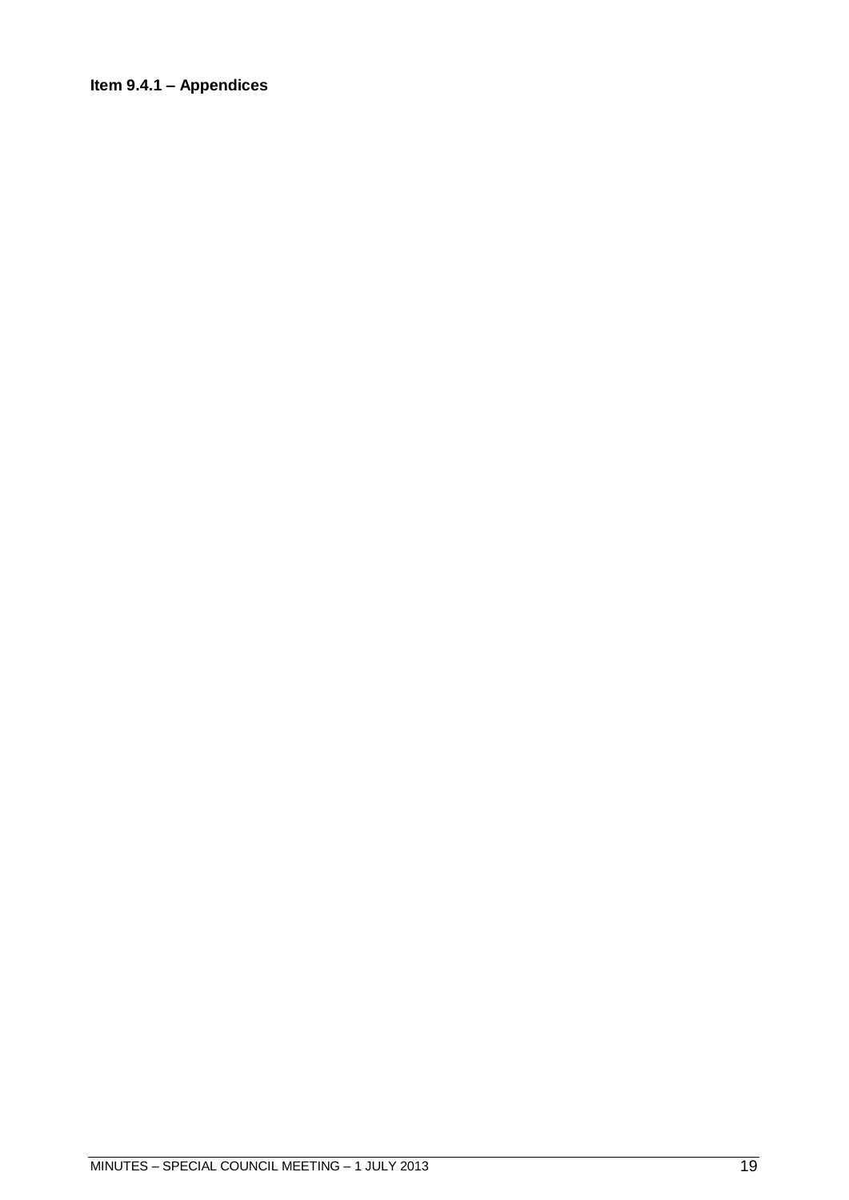**Item 9.4.1 – Appendices**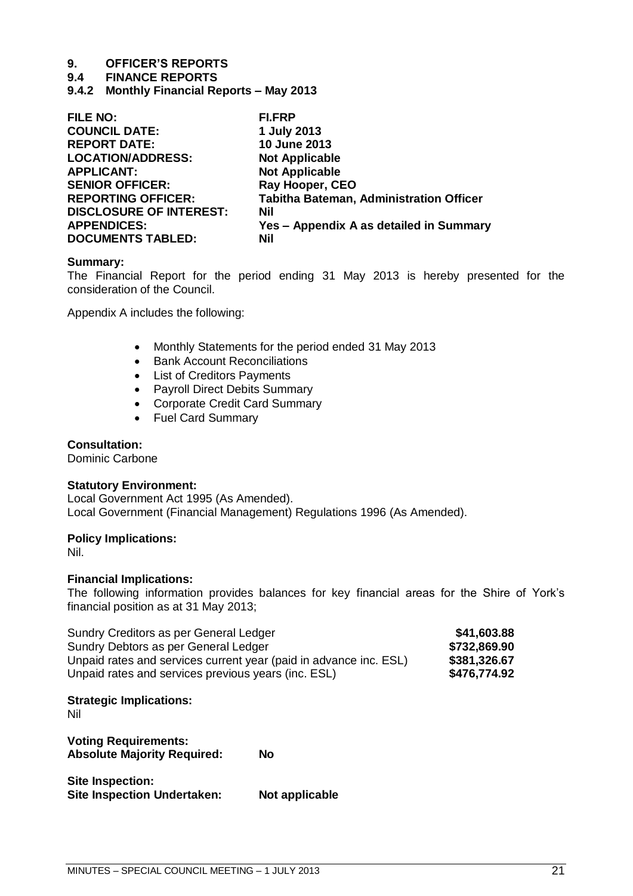# 9. OFFICER'S REPORTS

## 9.4 FINANCE REPORTS

### 9.4.2 Monthly Financial Reports – May 2013

| | |
|---|---|
| **FILE NO:** | **FI.FRP** |
| **COUNCIL DATE:** | **1 July 2013** |
| **REPORT DATE:** | **10 June 2013** |
| **LOCATION/ADDRESS:** | **Not Applicable** |
| **APPLICANT:** | **Not Applicable** |
| **SENIOR OFFICER:** | **Ray Hooper, CEO** |
| **REPORTING OFFICER:** | **Tabitha Bateman, Administration Officer** |
| **DISCLOSURE OF INTEREST:** | **Nil** |
| **APPENDICES:** | **Yes – Appendix A as detailed in Summary** |
| **DOCUMENTS TABLED:** | **Nil** |

**Summary:**
The Financial Report for the period ending 31 May 2013 is hereby presented for the consideration of the Council.

Appendix A includes the following:

- Monthly Statements for the period ended 31 May 2013
- Bank Account Reconciliations
- List of Creditors Payments
- Payroll Direct Debits Summary
- Corporate Credit Card Summary
- Fuel Card Summary

**Consultation:**
Dominic Carbone

**Statutory Environment:**
Local Government Act 1995 (As Amended).
Local Government (Financial Management) Regulations 1996 (As Amended).

**Policy Implications:**
Nil.

**Financial Implications:**
The following information provides balances for key financial areas for the Shire of York's financial position as at 31 May 2013;

| | |
|---|---|
| Sundry Creditors as per General Ledger | **$41,603.88** |
| Sundry Debtors as per General Ledger | **$732,869.90** |
| Unpaid rates and services current year (paid in advance inc. ESL) | **$381,326.67** |
| Unpaid rates and services previous years (inc. ESL) | **$476,774.92** |

**Strategic Implications:**
Nil

**Voting Requirements:**
**Absolute Majority Required:** **No**

**Site Inspection:**
**Site Inspection Undertaken:** **Not applicable**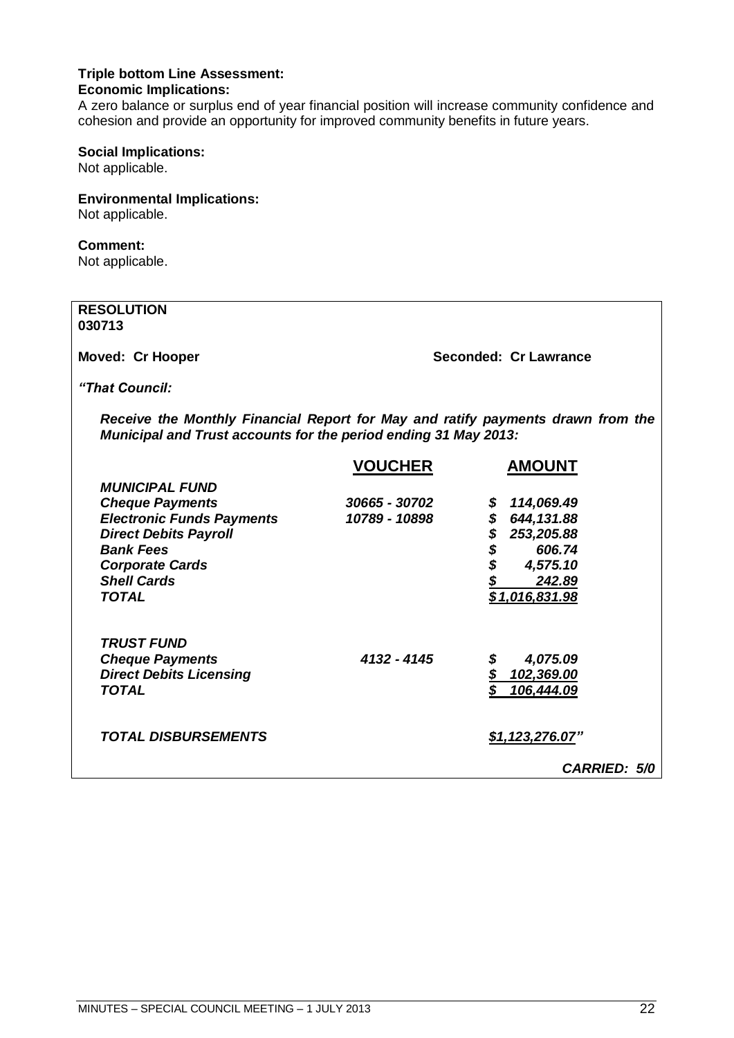**Triple bottom Line Assessment:**

**Economic Implications:**

A zero balance or surplus end of year financial position will increase community confidence and cohesion and provide an opportunity for improved community benefits in future years.

**Social Implications:**

Not applicable.

**Environmental Implications:**

Not applicable.

**Comment:**

Not applicable.

**RESOLUTION**
**030713**

**Moved: Cr Hooper** **Seconded: Cr Lawrance**

***"That Council:***

***Receive the Monthly Financial Report for May and ratify payments drawn from the Municipal and Trust accounts for the period ending 31 May 2013:***

| | **VOUCHER** | **AMOUNT** |
|---|---|---|
| ***MUNICIPAL FUND*** | | |
| ***Cheque Payments*** | ***30665 - 30702*** | ***$ 114,069.49*** |
| ***Electronic Funds Payments*** | ***10789 - 10898*** | ***$ 644,131.88*** |
| ***Direct Debits Payroll*** | | ***$ 253,205.88*** |
| ***Bank Fees*** | | ***$ 606.74*** |
| ***Corporate Cards*** | | ***$ 4,575.10*** |
| ***Shell Cards*** | | ***$ 242.89*** |
| ***TOTAL*** | | ***$1,016,831.98*** |
| | | |
| ***TRUST FUND*** | | |
| ***Cheque Payments*** | ***4132 - 4145*** | ***$ 4,075.09*** |
| ***Direct Debits Licensing*** | | ***$ 102,369.00*** |
| ***TOTAL*** | | ***$ 106,444.09*** |
| | | |
| ***TOTAL DISBURSEMENTS*** | | ***$1,123,276.07"*** |

***CARRIED: 5/0***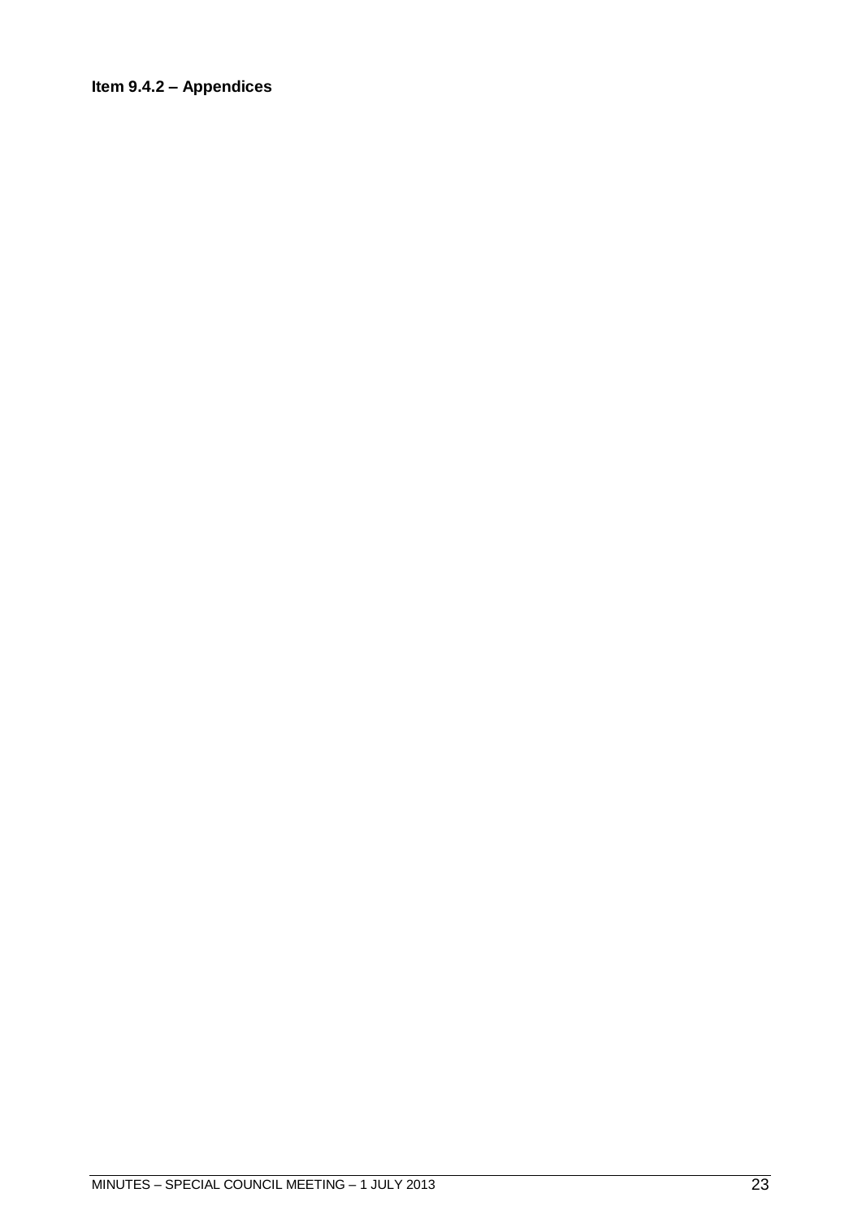**Item 9.4.2 – Appendices**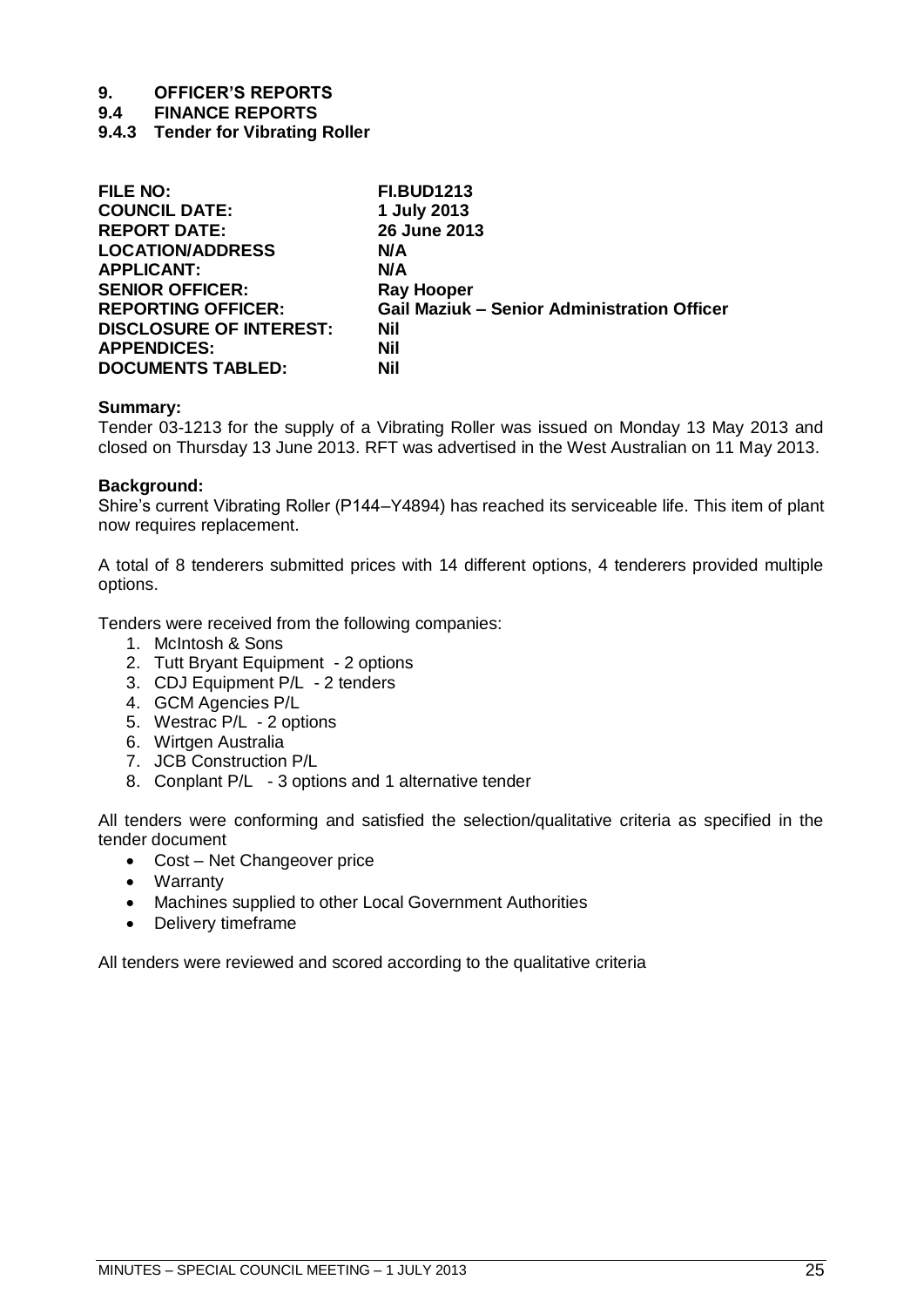# 9. OFFICER'S REPORTS

## 9.4 FINANCE REPORTS

### 9.4.3 Tender for Vibrating Roller

| | |
|---|---|
| **FILE NO:** | **FI.BUD1213** |
| **COUNCIL DATE:** | **1 July 2013** |
| **REPORT DATE:** | **26 June 2013** |
| **LOCATION/ADDRESS** | **N/A** |
| **APPLICANT:** | **N/A** |
| **SENIOR OFFICER:** | **Ray Hooper** |
| **REPORTING OFFICER:** | **Gail Maziuk – Senior Administration Officer** |
| **DISCLOSURE OF INTEREST:** | **Nil** |
| **APPENDICES:** | **Nil** |
| **DOCUMENTS TABLED:** | **Nil** |

**Summary:**
Tender 03-1213 for the supply of a Vibrating Roller was issued on Monday 13 May 2013 and closed on Thursday 13 June 2013. RFT was advertised in the West Australian on 11 May 2013.

**Background:**
Shire's current Vibrating Roller (P144–Y4894) has reached its serviceable life. This item of plant now requires replacement.

A total of 8 tenderers submitted prices with 14 different options, 4 tenderers provided multiple options.

Tenders were received from the following companies:

1. McIntosh & Sons
2. Tutt Bryant Equipment - 2 options
3. CDJ Equipment P/L - 2 tenders
4. GCM Agencies P/L
5. Westrac P/L - 2 options
6. Wirtgen Australia
7. JCB Construction P/L
8. Conplant P/L - 3 options and 1 alternative tender

All tenders were conforming and satisfied the selection/qualitative criteria as specified in the tender document

- Cost – Net Changeover price
- Warranty
- Machines supplied to other Local Government Authorities
- Delivery timeframe

All tenders were reviewed and scored according to the qualitative criteria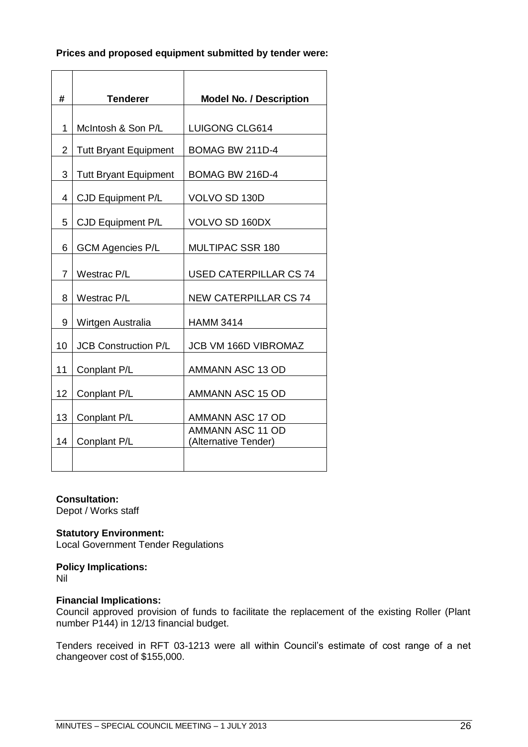**Prices and proposed equipment submitted by tender were:**

| # | Tenderer | Model No. / Description |
|---|---|---|
| 1 | McIntosh & Son P/L | LUIGONG CLG614 |
| 2 | Tutt Bryant Equipment | BOMAG BW 211D-4 |
| 3 | Tutt Bryant Equipment | BOMAG BW 216D-4 |
| 4 | CJD Equipment P/L | VOLVO SD 130D |
| 5 | CJD Equipment P/L | VOLVO SD 160DX |
| 6 | GCM Agencies P/L | MULTIPAC SSR 180 |
| 7 | Westrac P/L | USED CATERPILLAR CS 74 |
| 8 | Westrac P/L | NEW CATERPILLAR CS 74 |
| 9 | Wirtgen Australia | HAMM 3414 |
| 10 | JCB Construction P/L | JCB VM 166D VIBROMAZ |
| 11 | Conplant P/L | AMMANN ASC 13 OD |
| 12 | Conplant P/L | AMMANN ASC 15 OD |
| 13 | Conplant P/L | AMMANN ASC 17 OD |
| 14 | Conplant P/L | AMMANN ASC 11 OD (Alternative Tender) |
| | | |

**Consultation:**
Depot / Works staff

**Statutory Environment:**
Local Government Tender Regulations

**Policy Implications:**
Nil

**Financial Implications:**
Council approved provision of funds to facilitate the replacement of the existing Roller (Plant number P144) in 12/13 financial budget.

Tenders received in RFT 03-1213 were all within Council's estimate of cost range of a net changeover cost of $155,000.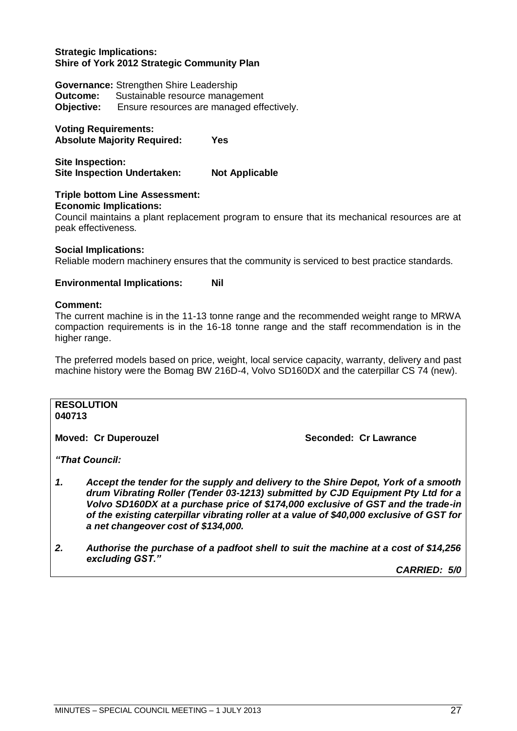**Strategic Implications:**
**Shire of York 2012 Strategic Community Plan**

**Governance:** Strengthen Shire Leadership
**Outcome:** Sustainable resource management
**Objective:** Ensure resources are managed effectively.

**Voting Requirements:**
**Absolute Majority Required: Yes**

**Site Inspection:**
**Site Inspection Undertaken: Not Applicable**

**Triple bottom Line Assessment:**
**Economic Implications:**
Council maintains a plant replacement program to ensure that its mechanical resources are at peak effectiveness.

**Social Implications:**
Reliable modern machinery ensures that the community is serviced to best practice standards.

**Environmental Implications: Nil**

**Comment:**
The current machine is in the 11-13 tonne range and the recommended weight range to MRWA compaction requirements is in the 16-18 tonne range and the staff recommendation is in the higher range.

The preferred models based on price, weight, local service capacity, warranty, delivery and past machine history were the Bomag BW 216D-4, Volvo SD160DX and the caterpillar CS 74 (new).

**RESOLUTION**
**040713**

**Moved: Cr Duperouzel** **Seconded: Cr Lawrance**

***"That Council:***

1. ***Accept the tender for the supply and delivery to the Shire Depot, York of a smooth drum Vibrating Roller (Tender 03-1213) submitted by CJD Equipment Pty Ltd for a Volvo SD160DX at a purchase price of $174,000 exclusive of GST and the trade-in of the existing caterpillar vibrating roller at a value of $40,000 exclusive of GST for a net changeover cost of $134,000.***

2. ***Authorise the purchase of a padfoot shell to suit the machine at a cost of $14,256 excluding GST."***

***CARRIED: 5/0***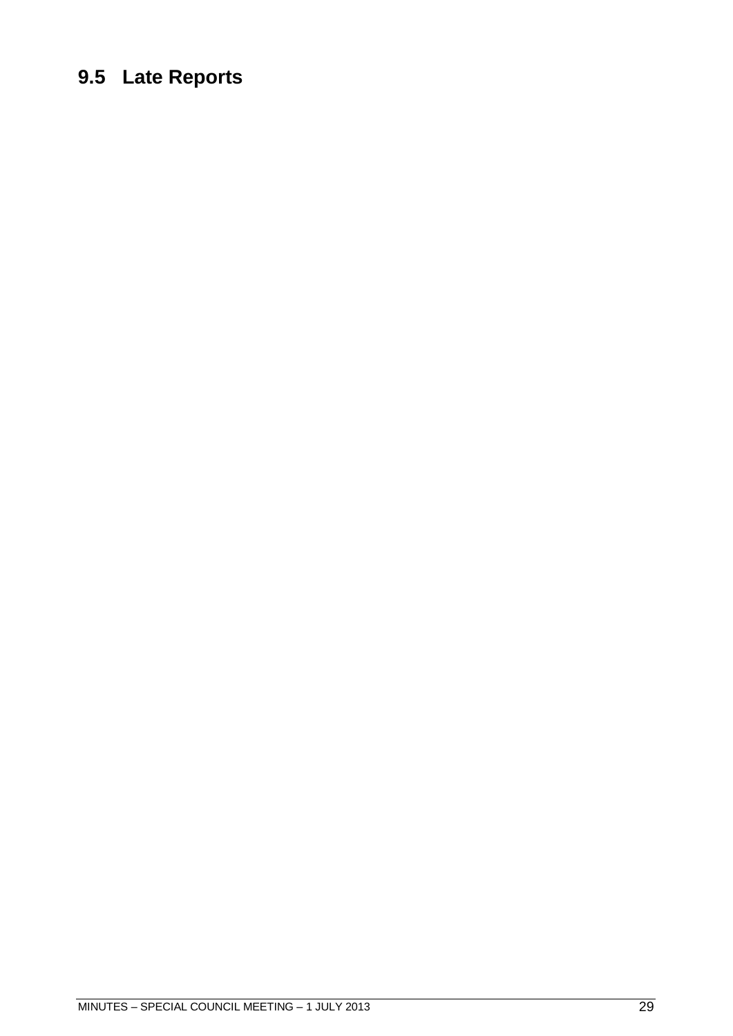## 9.5 Late Reports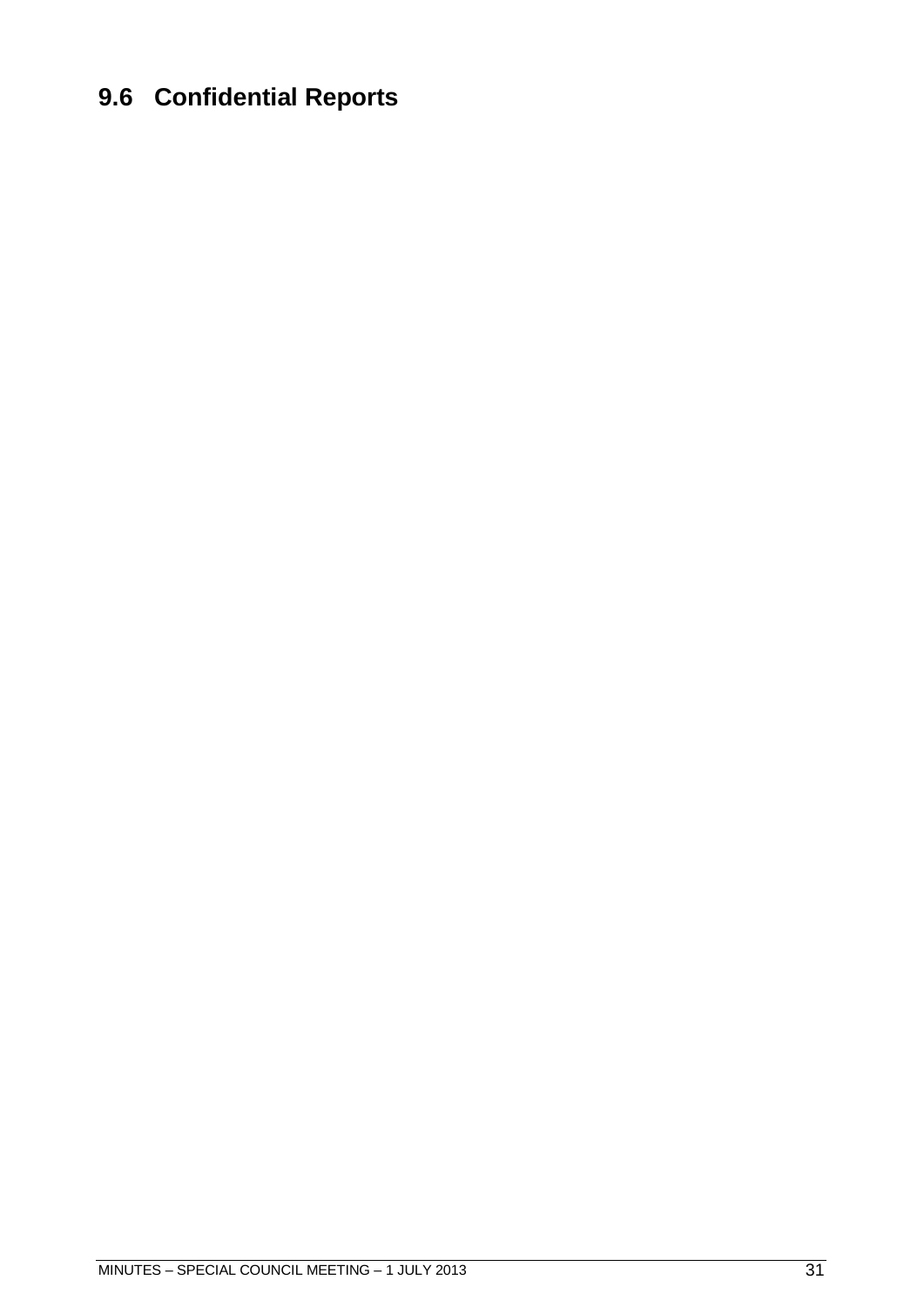## 9.6 Confidential Reports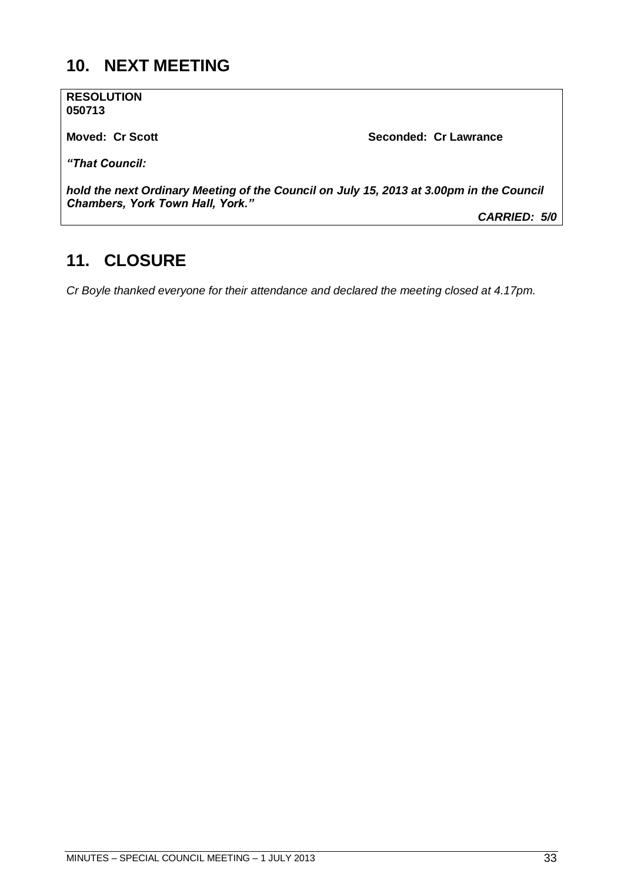## 10. NEXT MEETING

**RESOLUTION**
**050713**

**Moved: Cr Scott** **Seconded: Cr Lawrance**

***"That Council:***

***hold the next Ordinary Meeting of the Council on July 15, 2013 at 3.00pm in the Council Chambers, York Town Hall, York."***

***CARRIED: 5/0***

## 11. CLOSURE

*Cr Boyle thanked everyone for their attendance and declared the meeting closed at 4.17pm.*